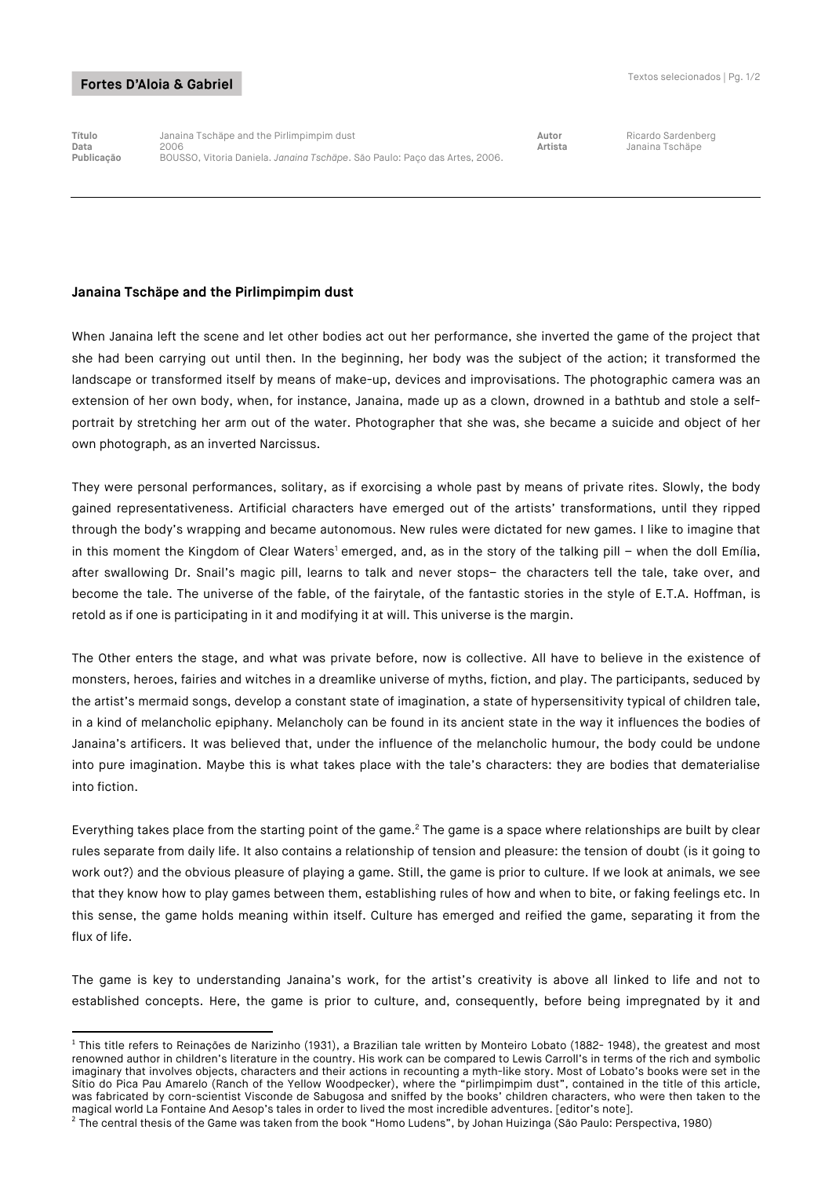**Fortes D'Aloia & Gabriel**

| | | | |
|---|---|---|---|
| **Título** | Janaina Tschäpe and the Pirlimpimpim dust | **Autor** | Ricardo Sardenberg |
| **Data** | 2006 | **Artista** | Janaina Tschäpe |
| **Publicação** | BOUSSO, Vitoria Daniela. *Janaina Tschäpe*. São Paulo: Paço das Artes, 2006. | | |

---

### Janaina Tschäpe and the Pirlimpimpim dust

When Janaina left the scene and let other bodies act out her performance, she inverted the game of the project that she had been carrying out until then. In the beginning, her body was the subject of the action; it transformed the landscape or transformed itself by means of make-up, devices and improvisations. The photographic camera was an extension of her own body, when, for instance, Janaina, made up as a clown, drowned in a bathtub and stole a self-portrait by stretching her arm out of the water. Photographer that she was, she became a suicide and object of her own photograph, as an inverted Narcissus.

They were personal performances, solitary, as if exorcising a whole past by means of private rites. Slowly, the body gained representativeness. Artificial characters have emerged out of the artists' transformations, until they ripped through the body's wrapping and became autonomous. New rules were dictated for new games. I like to imagine that in this moment the Kingdom of Clear Waters[1] emerged, and, as in the story of the talking pill – when the doll Emília, after swallowing Dr. Snail's magic pill, learns to talk and never stops– the characters tell the tale, take over, and become the tale. The universe of the fable, of the fairytale, of the fantastic stories in the style of E.T.A. Hoffman, is retold as if one is participating in it and modifying it at will. This universe is the margin.

The Other enters the stage, and what was private before, now is collective. All have to believe in the existence of monsters, heroes, fairies and witches in a dreamlike universe of myths, fiction, and play. The participants, seduced by the artist's mermaid songs, develop a constant state of imagination, a state of hypersensitivity typical of children tale, in a kind of melancholic epiphany. Melancholy can be found in its ancient state in the way it influences the bodies of Janaina's artificers. It was believed that, under the influence of the melancholic humour, the body could be undone into pure imagination. Maybe this is what takes place with the tale's characters: they are bodies that dematerialise into fiction.

Everything takes place from the starting point of the game.[2] The game is a space where relationships are built by clear rules separate from daily life. It also contains a relationship of tension and pleasure: the tension of doubt (is it going to work out?) and the obvious pleasure of playing a game. Still, the game is prior to culture. If we look at animals, we see that they know how to play games between them, establishing rules of how and when to bite, or faking feelings etc. In this sense, the game holds meaning within itself. Culture has emerged and reified the game, separating it from the flux of life.

The game is key to understanding Janaina's work, for the artist's creativity is above all linked to life and not to established concepts. Here, the game is prior to culture, and, consequently, before being impregnated by it and

---

[1] This title refers to Reinações de Narizinho (1931), a Brazilian tale written by Monteiro Lobato (1882- 1948), the greatest and most renowned author in children's literature in the country. His work can be compared to Lewis Carroll's in terms of the rich and symbolic imaginary that involves objects, characters and their actions in recounting a myth-like story. Most of Lobato's books were set in the Sítio do Pica Pau Amarelo (Ranch of the Yellow Woodpecker), where the "pirlimpimpim dust", contained in the title of this article, was fabricated by corn-scientist Visconde de Sabugosa and sniffed by the books' children characters, who were then taken to the magical world La Fontaine And Aesop's tales in order to lived the most incredible adventures. [editor's note].

[2] The central thesis of the Game was taken from the book "Homo Ludens", by Johan Huizinga (São Paulo: Perspectiva, 1980)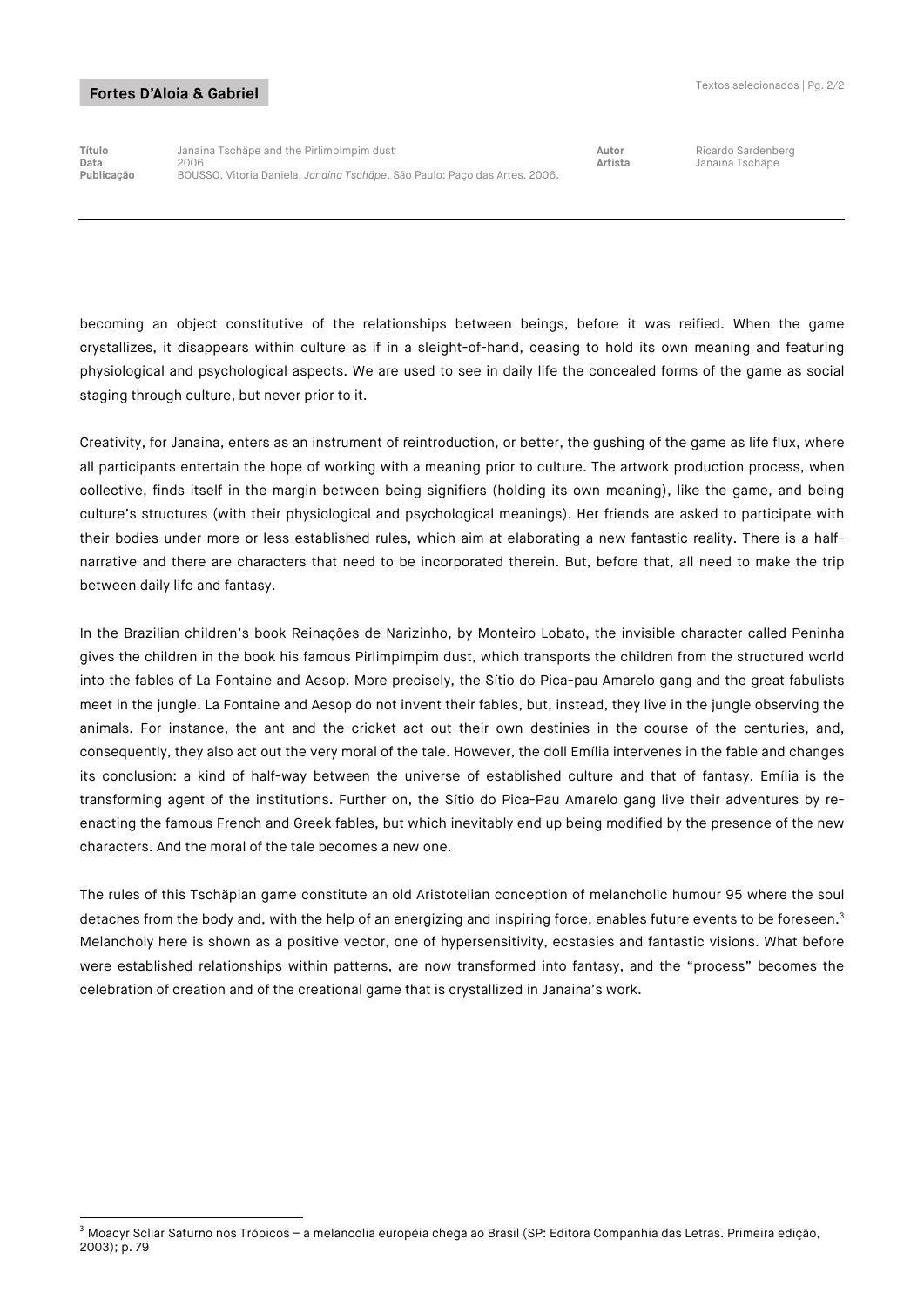becoming an object constitutive of the relationships between beings, before it was reified. When the game crystallizes, it disappears within culture as if in a sleight-of-hand, ceasing to hold its own meaning and featuring physiological and psychological aspects. We are used to see in daily life the concealed forms of the game as social staging through culture, but never prior to it.

Creativity, for Janaina, enters as an instrument of reintroduction, or better, the gushing of the game as life flux, where all participants entertain the hope of working with a meaning prior to culture. The artwork production process, when collective, finds itself in the margin between being signifiers (holding its own meaning), like the game, and being culture's structures (with their physiological and psychological meanings). Her friends are asked to participate with their bodies under more or less established rules, which aim at elaborating a new fantastic reality. There is a half-narrative and there are characters that need to be incorporated therein. But, before that, all need to make the trip between daily life and fantasy.

In the Brazilian children's book Reinações de Narizinho, by Monteiro Lobato, the invisible character called Peninha gives the children in the book his famous Pirlimpimpim dust, which transports the children from the structured world into the fables of La Fontaine and Aesop. More precisely, the Sítio do Pica-pau Amarelo gang and the great fabulists meet in the jungle. La Fontaine and Aesop do not invent their fables, but, instead, they live in the jungle observing the animals. For instance, the ant and the cricket act out their own destinies in the course of the centuries, and, consequently, they also act out the very moral of the tale. However, the doll Emília intervenes in the fable and changes its conclusion: a kind of half-way between the universe of established culture and that of fantasy. Emília is the transforming agent of the institutions. Further on, the Sítio do Pica-Pau Amarelo gang live their adventures by re-enacting the famous French and Greek fables, but which inevitably end up being modified by the presence of the new characters. And the moral of the tale becomes a new one.

The rules of this Tschäpian game constitute an old Aristotelian conception of melancholic humour 95 where the soul detaches from the body and, with the help of an energizing and inspiring force, enables future events to be foreseen.[3] Melancholy here is shown as a positive vector, one of hypersensitivity, ecstasies and fantastic visions. What before were established relationships within patterns, are now transformed into fantasy, and the "process" becomes the celebration of creation and of the creational game that is crystallized in Janaina's work.

[3] Moacyr Scliar Saturno nos Trópicos – a melancolia européia chega ao Brasil (SP: Editora Companhia das Letras. Primeira edição, 2003); p. 79